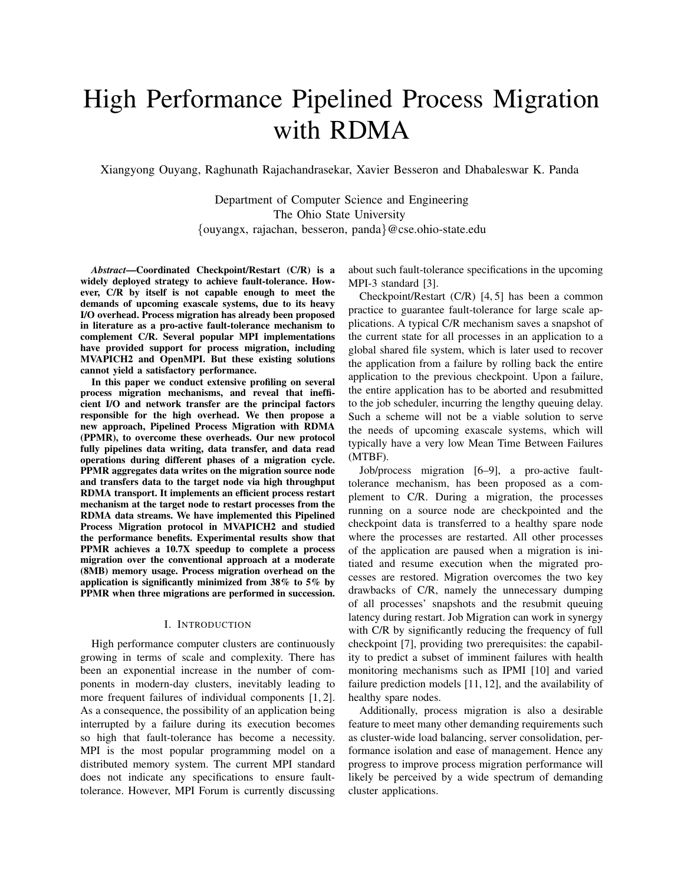# High Performance Pipelined Process Migration with RDMA

Xiangyong Ouyang, Raghunath Rajachandrasekar, Xavier Besseron and Dhabaleswar K. Panda

Department of Computer Science and Engineering
The Ohio State University
{ouyangx, rajachan, besseron, panda}@cse.ohio-state.edu

***Abstract*—Coordinated Checkpoint/Restart (C/R) is a widely deployed strategy to achieve fault-tolerance. However, C/R by itself is not capable enough to meet the demands of upcoming exascale systems, due to its heavy I/O overhead. Process migration has already been proposed in literature as a pro-active fault-tolerance mechanism to complement C/R. Several popular MPI implementations have provided support for process migration, including MVAPICH2 and OpenMPI. But these existing solutions cannot yield a satisfactory performance.**

**In this paper we conduct extensive profiling on several process migration mechanisms, and reveal that inefficient I/O and network transfer are the principal factors responsible for the high overhead. We then propose a new approach, Pipelined Process Migration with RDMA (PPMR), to overcome these overheads. Our new protocol fully pipelines data writing, data transfer, and data read operations during different phases of a migration cycle. PPMR aggregates data writes on the migration source node and transfers data to the target node via high throughput RDMA transport. It implements an efficient process restart mechanism at the target node to restart processes from the RDMA data streams. We have implemented this Pipelined Process Migration protocol in MVAPICH2 and studied the performance benefits. Experimental results show that PPMR achieves a 10.7X speedup to complete a process migration over the conventional approach at a moderate (8MB) memory usage. Process migration overhead on the application is significantly minimized from 38% to 5% by PPMR when three migrations are performed in succession.**

## I. Introduction

High performance computer clusters are continuously growing in terms of scale and complexity. There has been an exponential increase in the number of components in modern-day clusters, inevitably leading to more frequent failures of individual components [1, 2]. As a consequence, the possibility of an application being interrupted by a failure during its execution becomes so high that fault-tolerance has become a necessity. MPI is the most popular programming model on a distributed memory system. The current MPI standard does not indicate any specifications to ensure fault-tolerance. However, MPI Forum is currently discussing about such fault-tolerance specifications in the upcoming MPI-3 standard [3].

Checkpoint/Restart (C/R) [4, 5] has been a common practice to guarantee fault-tolerance for large scale applications. A typical C/R mechanism saves a snapshot of the current state for all processes in an application to a global shared file system, which is later used to recover the application from a failure by rolling back the entire application to the previous checkpoint. Upon a failure, the entire application has to be aborted and resubmitted to the job scheduler, incurring the lengthy queuing delay. Such a scheme will not be a viable solution to serve the needs of upcoming exascale systems, which will typically have a very low Mean Time Between Failures (MTBF).

Job/process migration [6–9], a pro-active fault-tolerance mechanism, has been proposed as a complement to C/R. During a migration, the processes running on a source node are checkpointed and the checkpoint data is transferred to a healthy spare node where the processes are restarted. All other processes of the application are paused when a migration is initiated and resume execution when the migrated processes are restored. Migration overcomes the two key drawbacks of C/R, namely the unnecessary dumping of all processes' snapshots and the resubmit queuing latency during restart. Job Migration can work in synergy with C/R by significantly reducing the frequency of full checkpoint [7], providing two prerequisites: the capability to predict a subset of imminent failures with health monitoring mechanisms such as IPMI [10] and varied failure prediction models [11, 12], and the availability of healthy spare nodes.

Additionally, process migration is also a desirable feature to meet many other demanding requirements such as cluster-wide load balancing, server consolidation, performance isolation and ease of management. Hence any progress to improve process migration performance will likely be perceived by a wide spectrum of demanding cluster applications.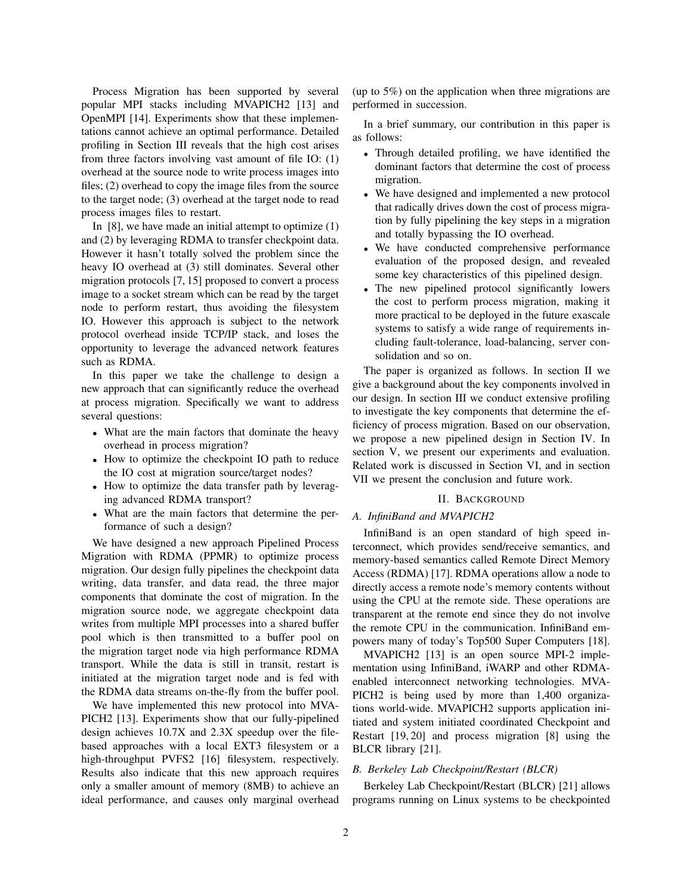Process Migration has been supported by several popular MPI stacks including MVAPICH2 [13] and OpenMPI [14]. Experiments show that these implementations cannot achieve an optimal performance. Detailed profiling in Section III reveals that the high cost arises from three factors involving vast amount of file IO: (1) overhead at the source node to write process images into files; (2) overhead to copy the image files from the source to the target node; (3) overhead at the target node to read process images files to restart.

In [8], we have made an initial attempt to optimize (1) and (2) by leveraging RDMA to transfer checkpoint data. However it hasn't totally solved the problem since the heavy IO overhead at (3) still dominates. Several other migration protocols [7, 15] proposed to convert a process image to a socket stream which can be read by the target node to perform restart, thus avoiding the filesystem IO. However this approach is subject to the network protocol overhead inside TCP/IP stack, and loses the opportunity to leverage the advanced network features such as RDMA.

In this paper we take the challenge to design a new approach that can significantly reduce the overhead at process migration. Specifically we want to address several questions:

- What are the main factors that dominate the heavy overhead in process migration?
- How to optimize the checkpoint IO path to reduce the IO cost at migration source/target nodes?
- How to optimize the data transfer path by leveraging advanced RDMA transport?
- What are the main factors that determine the performance of such a design?

We have designed a new approach Pipelined Process Migration with RDMA (PPMR) to optimize process migration. Our design fully pipelines the checkpoint data writing, data transfer, and data read, the three major components that dominate the cost of migration. In the migration source node, we aggregate checkpoint data writes from multiple MPI processes into a shared buffer pool which is then transmitted to a buffer pool on the migration target node via high performance RDMA transport. While the data is still in transit, restart is initiated at the migration target node and is fed with the RDMA data streams on-the-fly from the buffer pool.

We have implemented this new protocol into MVAPICH2 [13]. Experiments show that our fully-pipelined design achieves 10.7X and 2.3X speedup over the file-based approaches with a local EXT3 filesystem or a high-throughput PVFS2 [16] filesystem, respectively. Results also indicate that this new approach requires only a smaller amount of memory (8MB) to achieve an ideal performance, and causes only marginal overhead (up to 5%) on the application when three migrations are performed in succession.

In a brief summary, our contribution in this paper is as follows:

- Through detailed profiling, we have identified the dominant factors that determine the cost of process migration.
- We have designed and implemented a new protocol that radically drives down the cost of process migration by fully pipelining the key steps in a migration and totally bypassing the IO overhead.
- We have conducted comprehensive performance evaluation of the proposed design, and revealed some key characteristics of this pipelined design.
- The new pipelined protocol significantly lowers the cost to perform process migration, making it more practical to be deployed in the future exascale systems to satisfy a wide range of requirements including fault-tolerance, load-balancing, server consolidation and so on.

The paper is organized as follows. In section II we give a background about the key components involved in our design. In section III we conduct extensive profiling to investigate the key components that determine the efficiency of process migration. Based on our observation, we propose a new pipelined design in Section IV. In section V, we present our experiments and evaluation. Related work is discussed in Section VI, and in section VII we present the conclusion and future work.

## II. Background

### A. InfiniBand and MVAPICH2

InfiniBand is an open standard of high speed interconnect, which provides send/receive semantics, and memory-based semantics called Remote Direct Memory Access (RDMA) [17]. RDMA operations allow a node to directly access a remote node's memory contents without using the CPU at the remote side. These operations are transparent at the remote end since they do not involve the remote CPU in the communication. InfiniBand empowers many of today's Top500 Super Computers [18].

MVAPICH2 [13] is an open source MPI-2 implementation using InfiniBand, iWARP and other RDMA-enabled interconnect networking technologies. MVAPICH2 is being used by more than 1,400 organizations world-wide. MVAPICH2 supports application initiated and system initiated coordinated Checkpoint and Restart [19, 20] and process migration [8] using the BLCR library [21].

### B. Berkeley Lab Checkpoint/Restart (BLCR)

Berkeley Lab Checkpoint/Restart (BLCR) [21] allows programs running on Linux systems to be checkpointed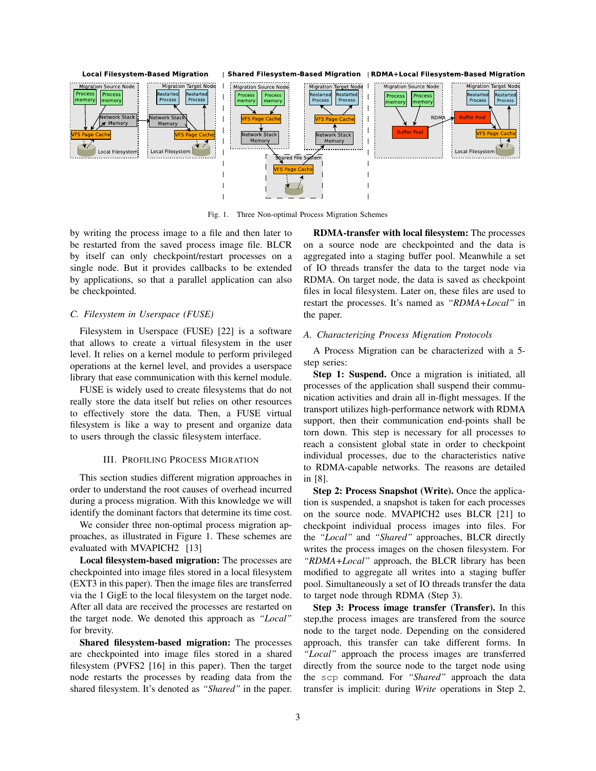Fig. 1. Three Non-optimal Process Migration Schemes

by writing the process image to a file and then later to be restarted from the saved process image file. BLCR by itself can only checkpoint/restart processes on a single node. But it provides callbacks to be extended by applications, so that a parallel application can also be checkpointed.

### *C. Filesystem in Userspace (FUSE)*

Filesystem in Userspace (FUSE) [22] is a software that allows to create a virtual filesystem in the user level. It relies on a kernel module to perform privileged operations at the kernel level, and provides a userspace library that ease communication with this kernel module.

FUSE is widely used to create filesystems that do not really store the data itself but relies on other resources to effectively store the data. Then, a FUSE virtual filesystem is like a way to present and organize data to users through the classic filesystem interface.

## III. Profiling Process Migration

This section studies different migration approaches in order to understand the root causes of overhead incurred during a process migration. With this knowledge we will identify the dominant factors that determine its time cost.

We consider three non-optimal process migration approaches, as illustrated in Figure 1. These schemes are evaluated with MVAPICH2 [13]

**Local filesystem-based migration:** The processes are checkpointed into image files stored in a local filesystem (EXT3 in this paper). Then the image files are transferred via the 1 GigE to the local filesystem on the target node. After all data are received the processes are restarted on the target node. We denoted this approach as *"Local"* for brevity.

**Shared filesystem-based migration:** The processes are checkpointed into image files stored in a shared filesystem (PVFS2 [16] in this paper). Then the target node restarts the processes by reading data from the shared filesystem. It's denoted as *"Shared"* in the paper.

**RDMA-transfer with local filesystem:** The processes on a source node are checkpointed and the data is aggregated into a staging buffer pool. Meanwhile a set of IO threads transfer the data to the target node via RDMA. On target node, the data is saved as checkpoint files in local filesystem. Later on, these files are used to restart the processes. It's named as *"RDMA+Local"* in the paper.

### *A. Characterizing Process Migration Protocols*

A Process Migration can be characterized with a 5-step series:

**Step 1: Suspend.** Once a migration is initiated, all processes of the application shall suspend their communication activities and drain all in-flight messages. If the transport utilizes high-performance network with RDMA support, then their communication end-points shall be torn down. This step is necessary for all processes to reach a consistent global state in order to checkpoint individual processes, due to the characteristics native to RDMA-capable networks. The reasons are detailed in [8].

**Step 2: Process Snapshot (Write).** Once the application is suspended, a snapshot is taken for each processes on the source node. MVAPICH2 uses BLCR [21] to checkpoint individual process images into files. For the *"Local"* and *"Shared"* approaches, BLCR directly writes the process images on the chosen filesystem. For *"RDMA+Local"* approach, the BLCR library has been modified to aggregate all writes into a staging buffer pool. Simultaneously a set of IO threads transfer the data to target node through RDMA (Step 3).

**Step 3: Process image transfer (Transfer).** In this step,the process images are transfered from the source node to the target node. Depending on the considered approach, this transfer can take different forms. In *"Local"* approach the process images are transferred directly from the source node to the target node using the `scp` command. For *"Shared"* approach the data transfer is implicit: during *Write* operations in Step 2,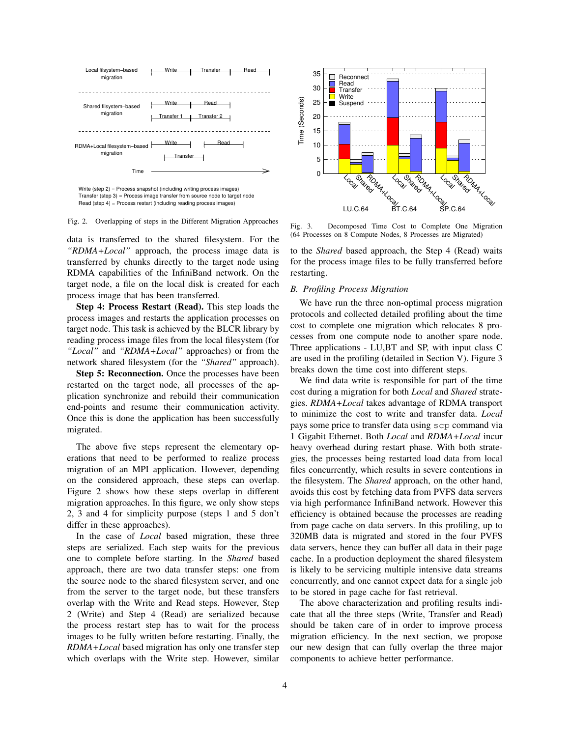Fig. 2. Overlapping of steps in the Different Migration Approaches

data is transferred to the shared filesystem. For the *"RDMA+Local"* approach, the process image data is transferred by chunks directly to the target node using RDMA capabilities of the InfiniBand network. On the target node, a file on the local disk is created for each process image that has been transferred.

**Step 4: Process Restart (Read).** This step loads the process images and restarts the application processes on target node. This task is achieved by the BLCR library by reading process image files from the local filesystem (for *"Local"* and *"RDMA+Local"* approaches) or from the network shared filesystem (for the *"Shared"* approach).

**Step 5: Reconnection.** Once the processes have been restarted on the target node, all processes of the application synchronize and rebuild their communication end-points and resume their communication activity. Once this is done the application has been successfully migrated.

The above five steps represent the elementary operations that need to be performed to realize process migration of an MPI application. However, depending on the considered approach, these steps can overlap. Figure 2 shows how these steps overlap in different migration approaches. In this figure, we only show steps 2, 3 and 4 for simplicity purpose (steps 1 and 5 don't differ in these approaches).

In the case of *Local* based migration, these three steps are serialized. Each step waits for the previous one to complete before starting. In the *Shared* based approach, there are two data transfer steps: one from the source node to the shared filesystem server, and one from the server to the target node, but these transfers overlap with the Write and Read steps. However, Step 2 (Write) and Step 4 (Read) are serialized because the process restart step has to wait for the process images to be fully written before restarting. Finally, the *RDMA+Local* based migration has only one transfer step which overlaps with the Write step. However, similar to the *Shared* based approach, the Step 4 (Read) waits for the process image files to be fully transferred before restarting.

Fig. 3. Decomposed Time Cost to Complete One Migration (64 Processes on 8 Compute Nodes, 8 Processes are Migrated)

### B. Profiling Process Migration

We have run the three non-optimal process migration protocols and collected detailed profiling about the time cost to complete one migration which relocates 8 processes from one compute node to another spare node. Three applications - LU,BT and SP, with input class C are used in the profiling (detailed in Section V). Figure 3 breaks down the time cost into different steps.

We find data write is responsible for part of the time cost during a migration for both *Local* and *Shared* strategies. *RDMA+Local* takes advantage of RDMA transport to minimize the cost to write and transfer data. *Local* pays some price to transfer data using `scp` command via 1 Gigabit Ethernet. Both *Local* and *RDMA+Local* incur heavy overhead during restart phase. With both strategies, the processes being restarted load data from local files concurrently, which results in severe contentions in the filesystem. The *Shared* approach, on the other hand, avoids this cost by fetching data from PVFS data servers via high performance InfiniBand network. However this efficiency is obtained because the processes are reading from page cache on data servers. In this profiling, up to 320MB data is migrated and stored in the four PVFS data servers, hence they can buffer all data in their page cache. In a production deployment the shared filesystem is likely to be servicing multiple intensive data streams concurrently, and one cannot expect data for a single job to be stored in page cache for fast retrieval.

The above characterization and profiling results indicate that all the three steps (Write, Transfer and Read) should be taken care of in order to improve process migration efficiency. In the next section, we propose our new design that can fully overlap the three major components to achieve better performance.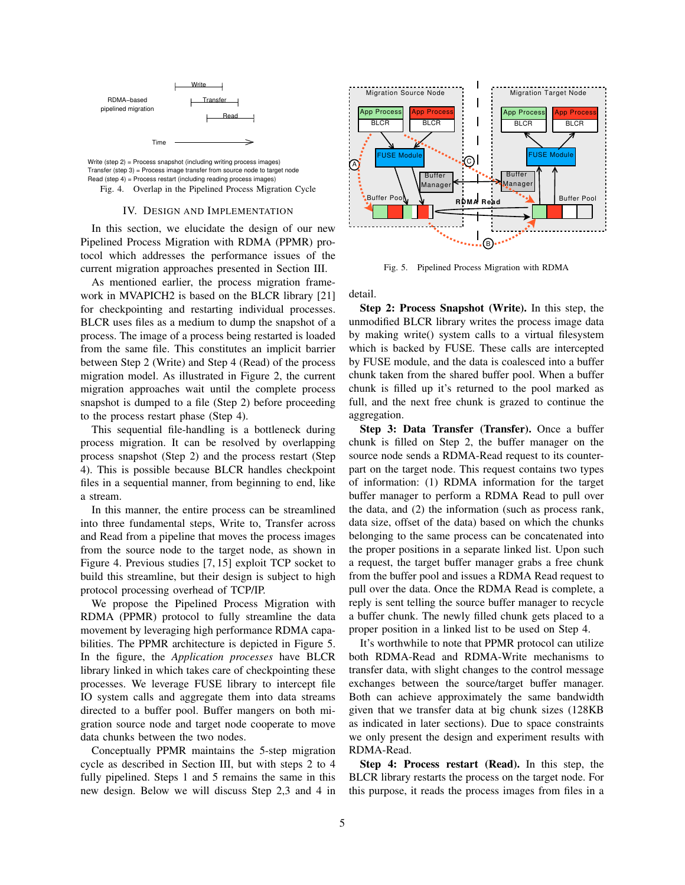Write (step 2) = Process snapshot (including writing process images)
Transfer (step 3) = Process image transfer from source node to target node
Read (step 4) = Process restart (including reading process images)

Fig. 4. Overlap in the Pipelined Process Migration Cycle

## IV. Design and Implementation

In this section, we elucidate the design of our new Pipelined Process Migration with RDMA (PPMR) protocol which addresses the performance issues of the current migration approaches presented in Section III.

As mentioned earlier, the process migration framework in MVAPICH2 is based on the BLCR library [21] for checkpointing and restarting individual processes. BLCR uses files as a medium to dump the snapshot of a process. The image of a process being restarted is loaded from the same file. This constitutes an implicit barrier between Step 2 (Write) and Step 4 (Read) of the process migration model. As illustrated in Figure 2, the current migration approaches wait until the complete process snapshot is dumped to a file (Step 2) before proceeding to the process restart phase (Step 4).

This sequential file-handling is a bottleneck during process migration. It can be resolved by overlapping process snapshot (Step 2) and the process restart (Step 4). This is possible because BLCR handles checkpoint files in a sequential manner, from beginning to end, like a stream.

In this manner, the entire process can be streamlined into three fundamental steps, Write to, Transfer across and Read from a pipeline that moves the process images from the source node to the target node, as shown in Figure 4. Previous studies [7, 15] exploit TCP socket to build this streamline, but their design is subject to high protocol processing overhead of TCP/IP.

We propose the Pipelined Process Migration with RDMA (PPMR) protocol to fully streamline the data movement by leveraging high performance RDMA capabilities. The PPMR architecture is depicted in Figure 5. In the figure, the *Application processes* have BLCR library linked in which takes care of checkpointing these processes. We leverage FUSE library to intercept file IO system calls and aggregate them into data streams directed to a buffer pool. Buffer mangers on both migration source node and target node cooperate to move data chunks between the two nodes.

Conceptually PPMR maintains the 5-step migration cycle as described in Section III, but with steps 2 to 4 fully pipelined. Steps 1 and 5 remains the same in this new design. Below we will discuss Step 2,3 and 4 in detail.

Fig. 5. Pipelined Process Migration with RDMA

**Step 2: Process Snapshot (Write).** In this step, the unmodified BLCR library writes the process image data by making write() system calls to a virtual filesystem which is backed by FUSE. These calls are intercepted by FUSE module, and the data is coalesced into a buffer chunk taken from the shared buffer pool. When a buffer chunk is filled up it's returned to the pool marked as full, and the next free chunk is grazed to continue the aggregation.

**Step 3: Data Transfer (Transfer).** Once a buffer chunk is filled on Step 2, the buffer manager on the source node sends a RDMA-Read request to its counterpart on the target node. This request contains two types of information: (1) RDMA information for the target buffer manager to perform a RDMA Read to pull over the data, and (2) the information (such as process rank, data size, offset of the data) based on which the chunks belonging to the same process can be concatenated into the proper positions in a separate linked list. Upon such a request, the target buffer manager grabs a free chunk from the buffer pool and issues a RDMA Read request to pull over the data. Once the RDMA Read is complete, a reply is sent telling the source buffer manager to recycle a buffer chunk. The newly filled chunk gets placed to a proper position in a linked list to be used on Step 4.

It's worthwhile to note that PPMR protocol can utilize both RDMA-Read and RDMA-Write mechanisms to transfer data, with slight changes to the control message exchanges between the source/target buffer manager. Both can achieve approximately the same bandwidth given that we transfer data at big chunk sizes (128KB as indicated in later sections). Due to space constraints we only present the design and experiment results with RDMA-Read.

**Step 4: Process restart (Read).** In this step, the BLCR library restarts the process on the target node. For this purpose, it reads the process images from files in a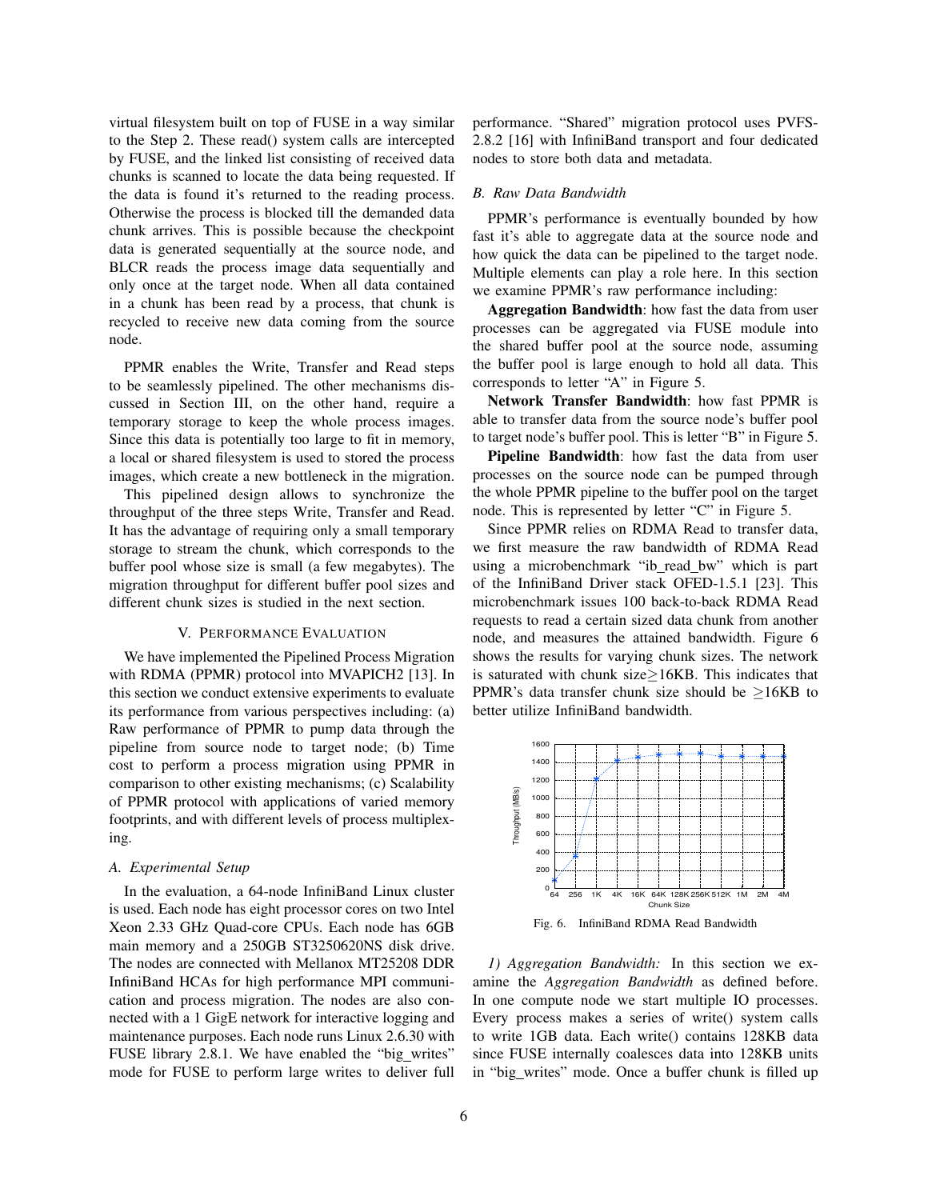virtual filesystem built on top of FUSE in a way similar to the Step 2. These read() system calls are intercepted by FUSE, and the linked list consisting of received data chunks is scanned to locate the data being requested. If the data is found it's returned to the reading process. Otherwise the process is blocked till the demanded data chunk arrives. This is possible because the checkpoint data is generated sequentially at the source node, and BLCR reads the process image data sequentially and only once at the target node. When all data contained in a chunk has been read by a process, that chunk is recycled to receive new data coming from the source node.

PPMR enables the Write, Transfer and Read steps to be seamlessly pipelined. The other mechanisms discussed in Section III, on the other hand, require a temporary storage to keep the whole process images. Since this data is potentially too large to fit in memory, a local or shared filesystem is used to stored the process images, which create a new bottleneck in the migration.

This pipelined design allows to synchronize the throughput of the three steps Write, Transfer and Read. It has the advantage of requiring only a small temporary storage to stream the chunk, which corresponds to the buffer pool whose size is small (a few megabytes). The migration throughput for different buffer pool sizes and different chunk sizes is studied in the next section.

## V. Performance Evaluation

We have implemented the Pipelined Process Migration with RDMA (PPMR) protocol into MVAPICH2 [13]. In this section we conduct extensive experiments to evaluate its performance from various perspectives including: (a) Raw performance of PPMR to pump data through the pipeline from source node to target node; (b) Time cost to perform a process migration using PPMR in comparison to other existing mechanisms; (c) Scalability of PPMR protocol with applications of varied memory footprints, and with different levels of process multiplexing.

### A. Experimental Setup

In the evaluation, a 64-node InfiniBand Linux cluster is used. Each node has eight processor cores on two Intel Xeon 2.33 GHz Quad-core CPUs. Each node has 6GB main memory and a 250GB ST3250620NS disk drive. The nodes are connected with Mellanox MT25208 DDR InfiniBand HCAs for high performance MPI communication and process migration. The nodes are also connected with a 1 GigE network for interactive logging and maintenance purposes. Each node runs Linux 2.6.30 with FUSE library 2.8.1. We have enabled the "big_writes" mode for FUSE to perform large writes to deliver full performance. "Shared" migration protocol uses PVFS-2.8.2 [16] with InfiniBand transport and four dedicated nodes to store both data and metadata.

### B. Raw Data Bandwidth

PPMR's performance is eventually bounded by how fast it's able to aggregate data at the source node and how quick the data can be pipelined to the target node. Multiple elements can play a role here. In this section we examine PPMR's raw performance including:

**Aggregation Bandwidth**: how fast the data from user processes can be aggregated via FUSE module into the shared buffer pool at the source node, assuming the buffer pool is large enough to hold all data. This corresponds to letter "A" in Figure 5.

**Network Transfer Bandwidth**: how fast PPMR is able to transfer data from the source node's buffer pool to target node's buffer pool. This is letter "B" in Figure 5.

**Pipeline Bandwidth**: how fast the data from user processes on the source node can be pumped through the whole PPMR pipeline to the buffer pool on the target node. This is represented by letter "C" in Figure 5.

Since PPMR relies on RDMA Read to transfer data, we first measure the raw bandwidth of RDMA Read using a microbenchmark "ib_read_bw" which is part of the InfiniBand Driver stack OFED-1.5.1 [23]. This microbenchmark issues 100 back-to-back RDMA Read requests to read a certain sized data chunk from another node, and measures the attained bandwidth. Figure 6 shows the results for varying chunk sizes. The network is saturated with chunk size$\geq$16KB. This indicates that PPMR's data transfer chunk size should be $\geq$16KB to better utilize InfiniBand bandwidth.

Fig. 6. InfiniBand RDMA Read Bandwidth

*1) Aggregation Bandwidth:* In this section we examine the *Aggregation Bandwidth* as defined before. In one compute node we start multiple IO processes. Every process makes a series of write() system calls to write 1GB data. Each write() contains 128KB data since FUSE internally coalesces data into 128KB units in "big_writes" mode. Once a buffer chunk is filled up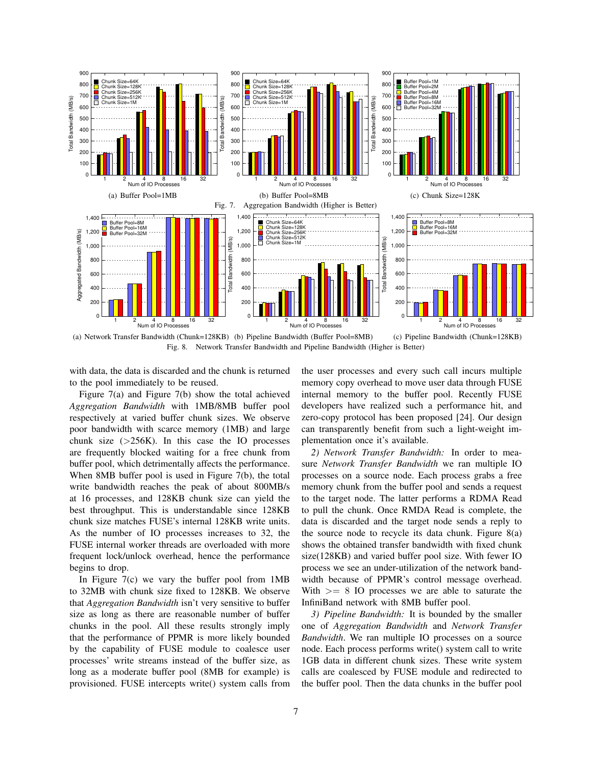(a) Buffer Pool=1MB (b) Buffer Pool=8MB (c) Chunk Size=128K

Fig. 7. Aggregation Bandwidth (Higher is Better)

(a) Network Transfer Bandwidth (Chunk=128KB) (b) Pipeline Bandwidth (Buffer Pool=8MB) (c) Pipeline Bandwidth (Chunk=128KB)

Fig. 8. Network Transfer Bandwidth and Pipeline Bandwidth (Higher is Better)

with data, the data is discarded and the chunk is returned to the pool immediately to be reused.

Figure 7(a) and Figure 7(b) show the total achieved *Aggregation Bandwidth* with 1MB/8MB buffer pool respectively at varied buffer chunk sizes. We observe poor bandwidth with scarce memory (1MB) and large chunk size (>256K). In this case the IO processes are frequently blocked waiting for a free chunk from buffer pool, which detrimentally affects the performance. When 8MB buffer pool is used in Figure 7(b), the total write bandwidth reaches the peak of about 800MB/s at 16 processes, and 128KB chunk size can yield the best throughput. This is understandable since 128KB chunk size matches FUSE's internal 128KB write units. As the number of IO processes increases to 32, the FUSE internal worker threads are overloaded with more frequent lock/unlock overhead, hence the performance begins to drop.

In Figure 7(c) we vary the buffer pool from 1MB to 32MB with chunk size fixed to 128KB. We observe that *Aggregation Bandwidth* isn't very sensitive to buffer size as long as there are reasonable number of buffer chunks in the pool. All these results strongly imply that the performance of PPMR is more likely bounded by the capability of FUSE module to coalesce user processes' write streams instead of the buffer size, as long as a moderate buffer pool (8MB for example) is provisioned. FUSE intercepts write() system calls from the user processes and every such call incurs multiple memory copy overhead to move user data through FUSE internal memory to the buffer pool. Recently FUSE developers have realized such a performance hit, and zero-copy protocol has been proposed [24]. Our design can transparently benefit from such a light-weight implementation once it's available.

*2) Network Transfer Bandwidth:* In order to measure *Network Transfer Bandwidth* we ran multiple IO processes on a source node. Each process grabs a free memory chunk from the buffer pool and sends a request to the target node. The latter performs a RDMA Read to pull the chunk. Once RMDA Read is complete, the data is discarded and the target node sends a reply to the source node to recycle its data chunk. Figure 8(a) shows the obtained transfer bandwidth with fixed chunk size(128KB) and varied buffer pool size. With fewer IO process we see an under-utilization of the network bandwidth because of PPMR's control message overhead. With $>= 8$ IO processes we are able to saturate the InfiniBand network with 8MB buffer pool.

*3) Pipeline Bandwidth:* It is bounded by the smaller one of *Aggregation Bandwidth* and *Network Transfer Bandwidth*. We ran multiple IO processes on a source node. Each process performs write() system call to write 1GB data in different chunk sizes. These write system calls are coalesced by FUSE module and redirected to the buffer pool. Then the data chunks in the buffer pool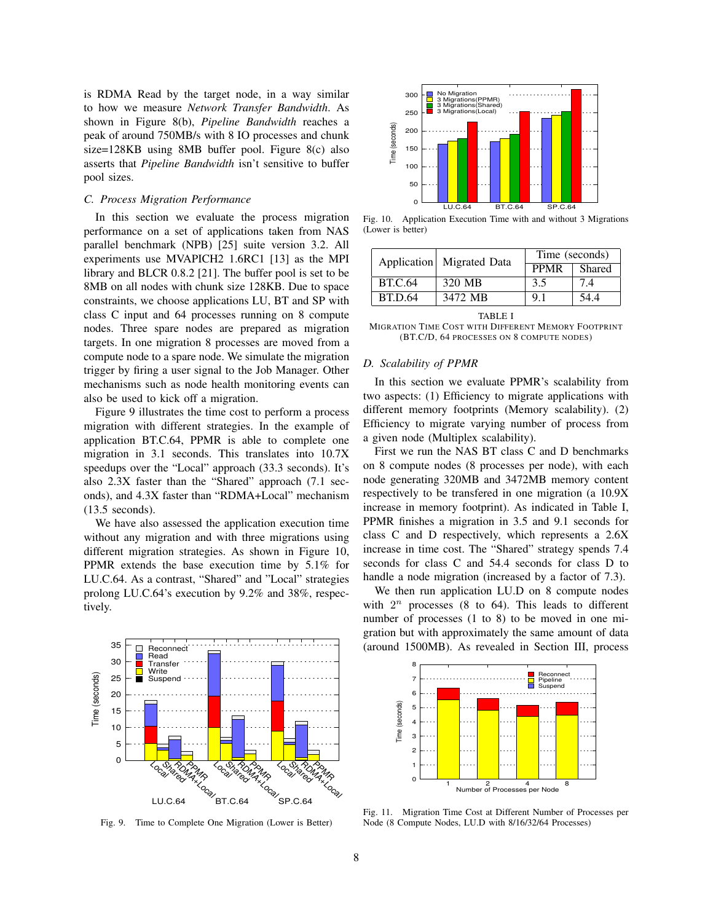is RDMA Read by the target node, in a way similar to how we measure *Network Transfer Bandwidth*. As shown in Figure 8(b), *Pipeline Bandwidth* reaches a peak of around 750MB/s with 8 IO processes and chunk size=128KB using 8MB buffer pool. Figure 8(c) also asserts that *Pipeline Bandwidth* isn't sensitive to buffer pool sizes.

### C. Process Migration Performance

In this section we evaluate the process migration performance on a set of applications taken from NAS parallel benchmark (NPB) [25] suite version 3.2. All experiments use MVAPICH2 1.6RC1 [13] as the MPI library and BLCR 0.8.2 [21]. The buffer pool is set to be 8MB on all nodes with chunk size 128KB. Due to space constraints, we choose applications LU, BT and SP with class C input and 64 processes running on 8 compute nodes. Three spare nodes are prepared as migration targets. In one migration 8 processes are moved from a compute node to a spare node. We simulate the migration trigger by firing a user signal to the Job Manager. Other mechanisms such as node health monitoring events can also be used to kick off a migration.

Figure 9 illustrates the time cost to perform a process migration with different strategies. In the example of application BT.C.64, PPMR is able to complete one migration in 3.1 seconds. This translates into 10.7X speedups over the "Local" approach (33.3 seconds). It's also 2.3X faster than the "Shared" approach (7.1 seconds), and 4.3X faster than "RDMA+Local" mechanism (13.5 seconds).

We have also assessed the application execution time without any migration and with three migrations using different migration strategies. As shown in Figure 10, PPMR extends the base execution time by 5.1% for LU.C.64. As a contrast, "Shared" and "Local" strategies prolong LU.C.64's execution by 9.2% and 38%, respectively.

Fig. 9. Time to Complete One Migration (Lower is Better)

Fig. 10. Application Execution Time with and without 3 Migrations (Lower is better)

| Application | Migrated Data | Time (seconds) | |
|---|---|---|---|
| | | PPMR | Shared |
| BT.C.64 | 320 MB | 3.5 | 7.4 |
| BT.D.64 | 3472 MB | 9.1 | 54.4 |

TABLE I
MIGRATION TIME COST WITH DIFFERENT MEMORY FOOTPRINT (BT.C/D, 64 PROCESSES ON 8 COMPUTE NODES)

### D. Scalability of PPMR

In this section we evaluate PPMR's scalability from two aspects: (1) Efficiency to migrate applications with different memory footprints (Memory scalability). (2) Efficiency to migrate varying number of process from a given node (Multiplex scalability).

First we run the NAS BT class C and D benchmarks on 8 compute nodes (8 processes per node), with each node generating 320MB and 3472MB memory content respectively to be transfered in one migration (a 10.9X increase in memory footprint). As indicated in Table I, PPMR finishes a migration in 3.5 and 9.1 seconds for class C and D respectively, which represents a 2.6X increase in time cost. The "Shared" strategy spends 7.4 seconds for class C and 54.4 seconds for class D to handle a node migration (increased by a factor of 7.3).

We then run application LU.D on 8 compute nodes with $2^n$ processes (8 to 64). This leads to different number of processes (1 to 8) to be moved in one migration but with approximately the same amount of data (around 1500MB). As revealed in Section III, process

Fig. 11. Migration Time Cost at Different Number of Processes per Node (8 Compute Nodes, LU.D with 8/16/32/64 Processes)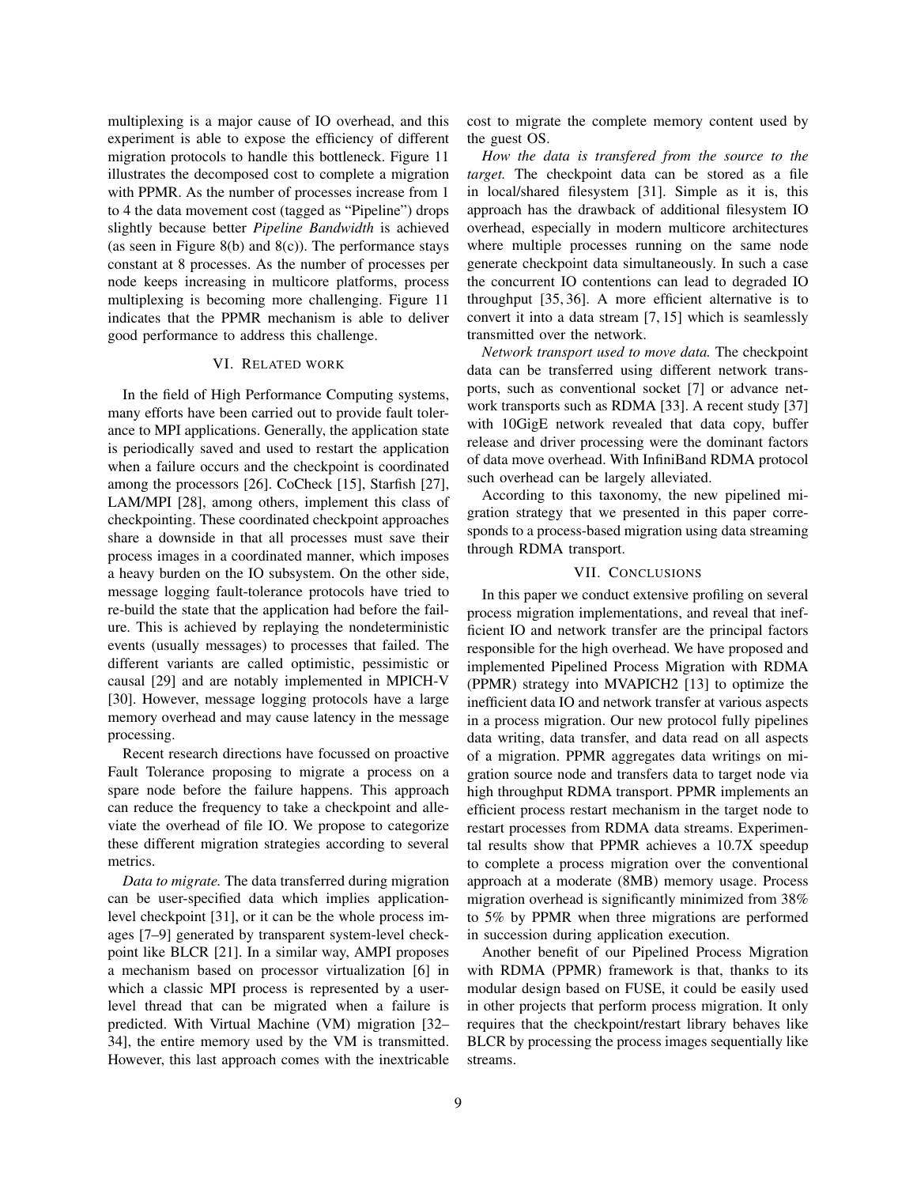multiplexing is a major cause of IO overhead, and this experiment is able to expose the efficiency of different migration protocols to handle this bottleneck. Figure 11 illustrates the decomposed cost to complete a migration with PPMR. As the number of processes increase from 1 to 4 the data movement cost (tagged as "Pipeline") drops slightly because better *Pipeline Bandwidth* is achieved (as seen in Figure 8(b) and 8(c)). The performance stays constant at 8 processes. As the number of processes per node keeps increasing in multicore platforms, process multiplexing is becoming more challenging. Figure 11 indicates that the PPMR mechanism is able to deliver good performance to address this challenge.

## VI. Related work

In the field of High Performance Computing systems, many efforts have been carried out to provide fault tolerance to MPI applications. Generally, the application state is periodically saved and used to restart the application when a failure occurs and the checkpoint is coordinated among the processors [26]. CoCheck [15], Starfish [27], LAM/MPI [28], among others, implement this class of checkpointing. These coordinated checkpoint approaches share a downside in that all processes must save their process images in a coordinated manner, which imposes a heavy burden on the IO subsystem. On the other side, message logging fault-tolerance protocols have tried to re-build the state that the application had before the failure. This is achieved by replaying the nondeterministic events (usually messages) to processes that failed. The different variants are called optimistic, pessimistic or causal [29] and are notably implemented in MPICH-V [30]. However, message logging protocols have a large memory overhead and may cause latency in the message processing.

Recent research directions have focussed on proactive Fault Tolerance proposing to migrate a process on a spare node before the failure happens. This approach can reduce the frequency to take a checkpoint and alleviate the overhead of file IO. We propose to categorize these different migration strategies according to several metrics.

*Data to migrate.* The data transferred during migration can be user-specified data which implies application-level checkpoint [31], or it can be the whole process images [7–9] generated by transparent system-level checkpoint like BLCR [21]. In a similar way, AMPI proposes a mechanism based on processor virtualization [6] in which a classic MPI process is represented by a user-level thread that can be migrated when a failure is predicted. With Virtual Machine (VM) migration [32–34], the entire memory used by the VM is transmitted. However, this last approach comes with the inextricable cost to migrate the complete memory content used by the guest OS.

*How the data is transfered from the source to the target.* The checkpoint data can be stored as a file in local/shared filesystem [31]. Simple as it is, this approach has the drawback of additional filesystem IO overhead, especially in modern multicore architectures where multiple processes running on the same node generate checkpoint data simultaneously. In such a case the concurrent IO contentions can lead to degraded IO throughput [35, 36]. A more efficient alternative is to convert it into a data stream [7, 15] which is seamlessly transmitted over the network.

*Network transport used to move data.* The checkpoint data can be transferred using different network transports, such as conventional socket [7] or advance network transports such as RDMA [33]. A recent study [37] with 10GigE network revealed that data copy, buffer release and driver processing were the dominant factors of data move overhead. With InfiniBand RDMA protocol such overhead can be largely alleviated.

According to this taxonomy, the new pipelined migration strategy that we presented in this paper corresponds to a process-based migration using data streaming through RDMA transport.

## VII. Conclusions

In this paper we conduct extensive profiling on several process migration implementations, and reveal that inefficient IO and network transfer are the principal factors responsible for the high overhead. We have proposed and implemented Pipelined Process Migration with RDMA (PPMR) strategy into MVAPICH2 [13] to optimize the inefficient data IO and network transfer at various aspects in a process migration. Our new protocol fully pipelines data writing, data transfer, and data read on all aspects of a migration. PPMR aggregates data writings on migration source node and transfers data to target node via high throughput RDMA transport. PPMR implements an efficient process restart mechanism in the target node to restart processes from RDMA data streams. Experimental results show that PPMR achieves a 10.7X speedup to complete a process migration over the conventional approach at a moderate (8MB) memory usage. Process migration overhead is significantly minimized from 38% to 5% by PPMR when three migrations are performed in succession during application execution.

Another benefit of our Pipelined Process Migration with RDMA (PPMR) framework is that, thanks to its modular design based on FUSE, it could be easily used in other projects that perform process migration. It only requires that the checkpoint/restart library behaves like BLCR by processing the process images sequentially like streams.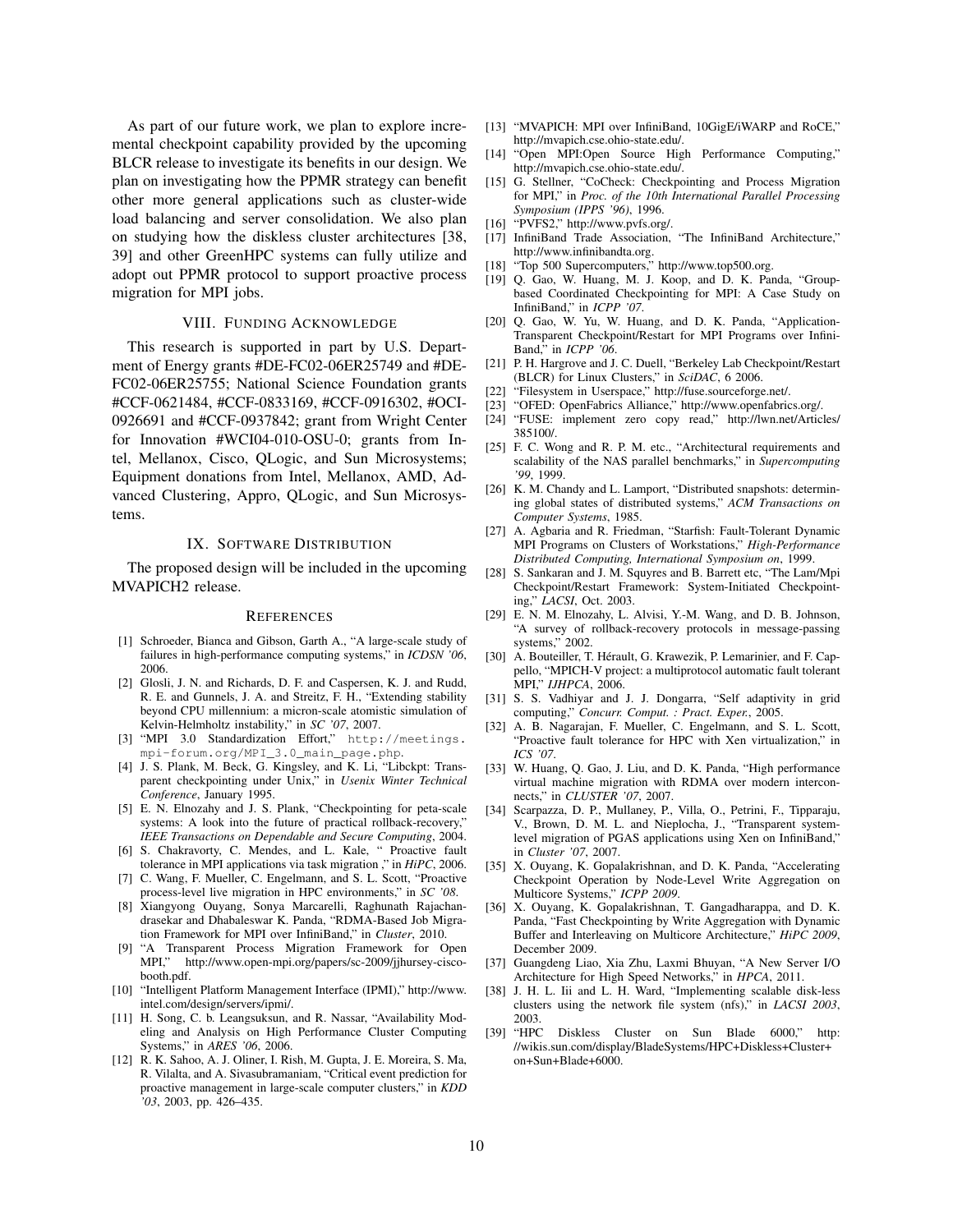As part of our future work, we plan to explore incremental checkpoint capability provided by the upcoming BLCR release to investigate its benefits in our design. We plan on investigating how the PPMR strategy can benefit other more general applications such as cluster-wide load balancing and server consolidation. We also plan on studying how the diskless cluster architectures [38, 39] and other GreenHPC systems can fully utilize and adopt out PPMR protocol to support proactive process migration for MPI jobs.

## VIII. Funding Acknowledge

This research is supported in part by U.S. Department of Energy grants #DE-FC02-06ER25749 and #DE-FC02-06ER25755; National Science Foundation grants #CCF-0621484, #CCF-0833169, #CCF-0916302, #OCI-0926691 and #CCF-0937842; grant from Wright Center for Innovation #WCI04-010-OSU-0; grants from Intel, Mellanox, Cisco, QLogic, and Sun Microsystems; Equipment donations from Intel, Mellanox, AMD, Advanced Clustering, Appro, QLogic, and Sun Microsystems.

## IX. Software Distribution

The proposed design will be included in the upcoming MVAPICH2 release.

## References

[1] Schroeder, Bianca and Gibson, Garth A., "A large-scale study of failures in high-performance computing systems," in *ICDSN '06*, 2006.

[2] Glosli, J. N. and Richards, D. F. and Caspersen, K. J. and Rudd, R. E. and Gunnels, J. A. and Streitz, F. H., "Extending stability beyond CPU millennium: a micron-scale atomistic simulation of Kelvin-Helmholtz instability," in *SC '07*, 2007.

[3] "MPI 3.0 Standardization Effort," http://meetings.mpi-forum.org/MPI_3.0_main_page.php.

[4] J. S. Plank, M. Beck, G. Kingsley, and K. Li, "Libckpt: Transparent checkpointing under Unix," in *Usenix Winter Technical Conference*, January 1995.

[5] E. N. Elnozahy and J. S. Plank, "Checkpointing for peta-scale systems: A look into the future of practical rollback-recovery," *IEEE Transactions on Dependable and Secure Computing*, 2004.

[6] S. Chakravorty, C. Mendes, and L. Kale, " Proactive fault tolerance in MPI applications via task migration ," in *HiPC*, 2006.

[7] C. Wang, F. Mueller, C. Engelmann, and S. L. Scott, "Proactive process-level live migration in HPC environments," in *SC '08*.

[8] Xiangyong Ouyang, Sonya Marcarelli, Raghunath Rajachandrasekar and Dhabaleswar K. Panda, "RDMA-Based Job Migration Framework for MPI over InfiniBand," in *Cluster*, 2010.

[9] "A Transparent Process Migration Framework for Open MPI," http://www.open-mpi.org/papers/sc-2009/jjhursey-cisco-booth.pdf.

[10] "Intelligent Platform Management Interface (IPMI)," http://www.intel.com/design/servers/ipmi/.

[11] H. Song, C. b. Leangsuksun, and R. Nassar, "Availability Modeling and Analysis on High Performance Cluster Computing Systems," in *ARES '06*, 2006.

[12] R. K. Sahoo, A. J. Oliner, I. Rish, M. Gupta, J. E. Moreira, S. Ma, R. Vilalta, and A. Sivasubramaniam, "Critical event prediction for proactive management in large-scale computer clusters," in *KDD '03*, 2003, pp. 426–435.

[13] "MVAPICH: MPI over InfiniBand, 10GigE/iWARP and RoCE," http://mvapich.cse.ohio-state.edu/.

[14] "Open MPI:Open Source High Performance Computing," http://mvapich.cse.ohio-state.edu/.

[15] G. Stellner, "CoCheck: Checkpointing and Process Migration for MPI," in *Proc. of the 10th International Parallel Processing Symposium (IPPS '96)*, 1996.

[16] "PVFS2," http://www.pvfs.org/.

[17] InfiniBand Trade Association, "The InfiniBand Architecture," http://www.infinibandta.org.

[18] "Top 500 Supercomputers," http://www.top500.org.

[19] Q. Gao, W. Huang, M. J. Koop, and D. K. Panda, "Group-based Coordinated Checkpointing for MPI: A Case Study on InfiniBand," in *ICPP '07*.

[20] Q. Gao, W. Yu, W. Huang, and D. K. Panda, "Application-Transparent Checkpoint/Restart for MPI Programs over InfiniBand," in *ICPP '06*.

[21] P. H. Hargrove and J. C. Duell, "Berkeley Lab Checkpoint/Restart (BLCR) for Linux Clusters," in *SciDAC*, 6 2006.

[22] "Filesystem in Userspace," http://fuse.sourceforge.net/.

[23] "OFED: OpenFabrics Alliance," http://www.openfabrics.org/.

[24] "FUSE: implement zero copy read," http://lwn.net/Articles/385100/.

[25] F. C. Wong and R. P. M. etc., "Architectural requirements and scalability of the NAS parallel benchmarks," in *Supercomputing '99*, 1999.

[26] K. M. Chandy and L. Lamport, "Distributed snapshots: determining global states of distributed systems," *ACM Transactions on Computer Systems*, 1985.

[27] A. Agbaria and R. Friedman, "Starfish: Fault-Tolerant Dynamic MPI Programs on Clusters of Workstations," *High-Performance Distributed Computing, International Symposium on*, 1999.

[28] S. Sankaran and J. M. Squyres and B. Barrett etc, "The Lam/Mpi Checkpoint/Restart Framework: System-Initiated Checkpointing," *LACSI*, Oct. 2003.

[29] E. N. M. Elnozahy, L. Alvisi, Y.-M. Wang, and D. B. Johnson, "A survey of rollback-recovery protocols in message-passing systems," 2002.

[30] A. Bouteiller, T. Hérault, G. Krawezik, P. Lemarinier, and F. Cappello, "MPICH-V project: a multiprotocol automatic fault tolerant MPI," *IJHPCA*, 2006.

[31] S. S. Vadhiyar and J. J. Dongarra, "Self adaptivity in grid computing," *Concurr. Comput. : Pract. Exper.*, 2005.

[32] A. B. Nagarajan, F. Mueller, C. Engelmann, and S. L. Scott, "Proactive fault tolerance for HPC with Xen virtualization," in *ICS '07*.

[33] W. Huang, Q. Gao, J. Liu, and D. K. Panda, "High performance virtual machine migration with RDMA over modern interconnects," in *CLUSTER '07*, 2007.

[34] Scarpazza, D. P., Mullaney, P., Villa, O., Petrini, F., Tipparaju, V., Brown, D. M. L. and Nieplocha, J., "Transparent system-level migration of PGAS applications using Xen on InfiniBand," in *Cluster '07*, 2007.

[35] X. Ouyang, K. Gopalakrishnan, and D. K. Panda, "Accelerating Checkpoint Operation by Node-Level Write Aggregation on Multicore Systems," *ICPP 2009*.

[36] X. Ouyang, K. Gopalakrishnan, T. Gangadharappa, and D. K. Panda, "Fast Checkpointing by Write Aggregation with Dynamic Buffer and Interleaving on Multicore Architecture," *HiPC 2009*, December 2009.

[37] Guangdeng Liao, Xia Zhu, Laxmi Bhuyan, "A New Server I/O Architecture for High Speed Networks," in *HPCA*, 2011.

[38] J. H. L. Iii and L. H. Ward, "Implementing scalable disk-less clusters using the network file system (nfs)," in *LACSI 2003*, 2003.

[39] "HPC Diskless Cluster on Sun Blade 6000," http://wikis.sun.com/display/BladeSystems/HPC+Diskless+Cluster+on+Sun+Blade+6000.